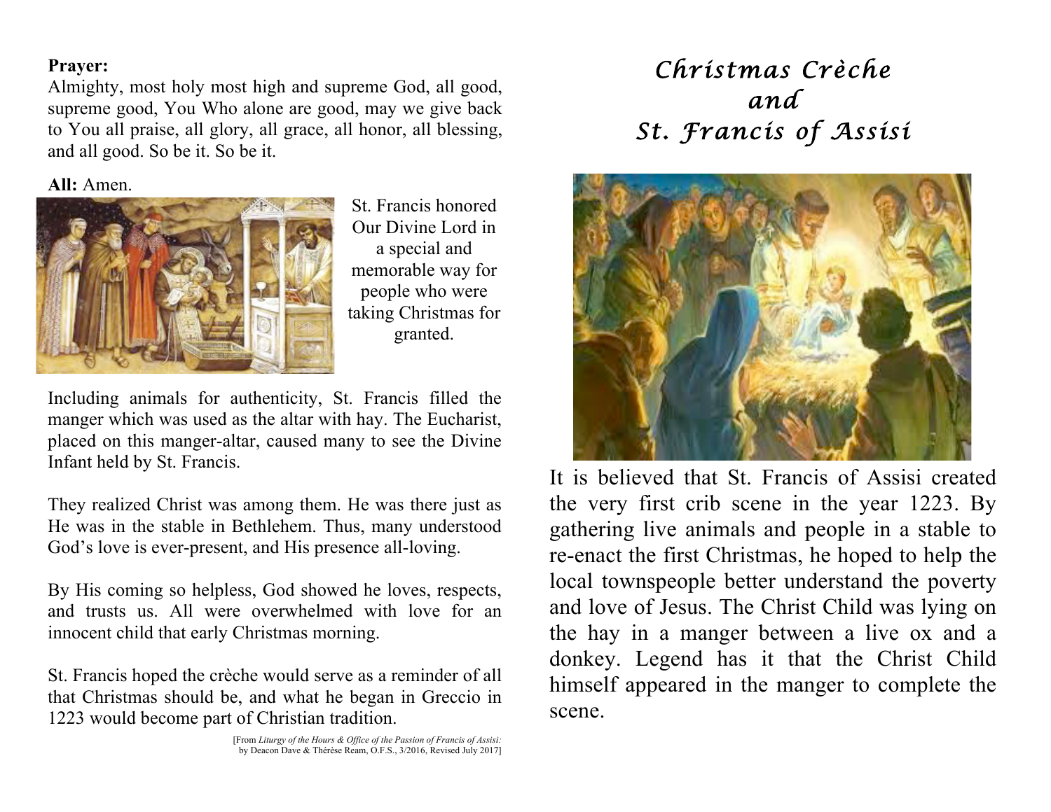**Prayer:**
Almighty, most holy most high and supreme God, all good, supreme good, You Who alone are good, may we give back to You all praise, all glory, all grace, all honor, all blessing, and all good. So be it. So be it.

**All:** Amen.

St. Francis honored Our Divine Lord in a special and memorable way for people who were taking Christmas for granted.

Including animals for authenticity, St. Francis filled the manger which was used as the altar with hay. The Eucharist, placed on this manger-altar, caused many to see the Divine Infant held by St. Francis.

They realized Christ was among them. He was there just as He was in the stable in Bethlehem. Thus, many understood God's love is ever-present, and His presence all-loving.

By His coming so helpless, God showed he loves, respects, and trusts us. All were overwhelmed with love for an innocent child that early Christmas morning.

St. Francis hoped the crèche would serve as a reminder of all that Christmas should be, and what he began in Greccio in 1223 would become part of Christian tradition.

[From *Liturgy of the Hours & Office of the Passion of Francis of Assisi:* by Deacon Dave & Thérèse Ream, O.F.S., 3/2016, Revised July 2017]

# *Christmas Crèche and St. Francis of Assisi*

It is believed that St. Francis of Assisi created the very first crib scene in the year 1223. By gathering live animals and people in a stable to re-enact the first Christmas, he hoped to help the local townspeople better understand the poverty and love of Jesus. The Christ Child was lying on the hay in a manger between a live ox and a donkey. Legend has it that the Christ Child himself appeared in the manger to complete the scene.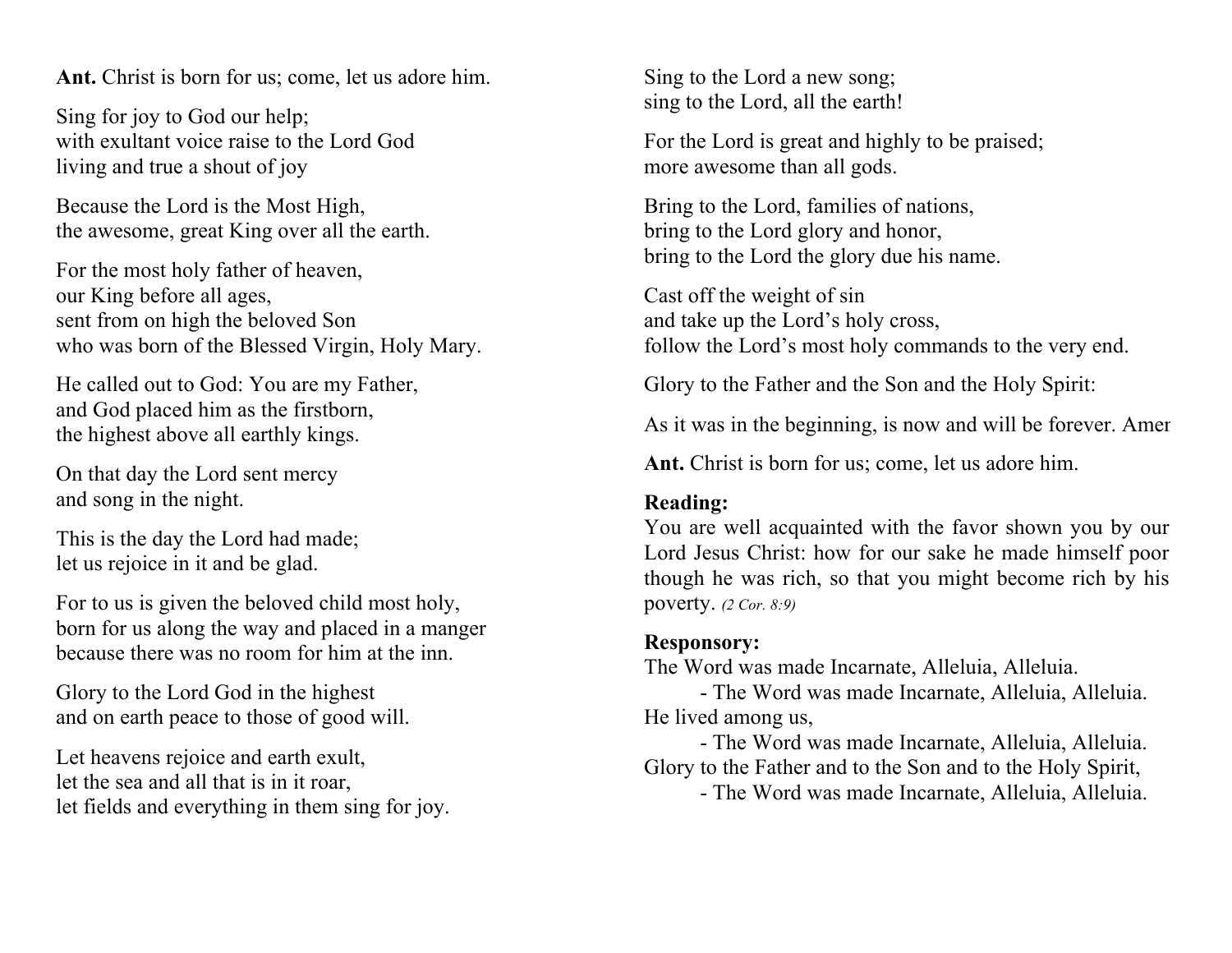**Ant.** Christ is born for us; come, let us adore him.

Sing for joy to God our help;
with exultant voice raise to the Lord God
living and true a shout of joy

Because the Lord is the Most High,
the awesome, great King over all the earth.

For the most holy father of heaven,
our King before all ages,
sent from on high the beloved Son
who was born of the Blessed Virgin, Holy Mary.

He called out to God: You are my Father,
and God placed him as the firstborn,
the highest above all earthly kings.

On that day the Lord sent mercy
and song in the night.

This is the day the Lord had made;
let us rejoice in it and be glad.

For to us is given the beloved child most holy,
born for us along the way and placed in a manger
because there was no room for him at the inn.

Glory to the Lord God in the highest
and on earth peace to those of good will.

Let heavens rejoice and earth exult,
let the sea and all that is in it roar,
let fields and everything in them sing for joy.

Sing to the Lord a new song;
sing to the Lord, all the earth!

For the Lord is great and highly to be praised;
more awesome than all gods.

Bring to the Lord, families of nations,
bring to the Lord glory and honor,
bring to the Lord the glory due his name.

Cast off the weight of sin
and take up the Lord's holy cross,
follow the Lord's most holy commands to the very end.

Glory to the Father and the Son and the Holy Spirit:

As it was in the beginning, is now and will be forever. Amer

**Ant.** Christ is born for us; come, let us adore him.

**Reading:**
You are well acquainted with the favor shown you by our Lord Jesus Christ: how for our sake he made himself poor though he was rich, so that you might become rich by his poverty. *(2 Cor. 8:9)*

**Responsory:**
The Word was made Incarnate, Alleluia, Alleluia.
- The Word was made Incarnate, Alleluia, Alleluia.
He lived among us,
- The Word was made Incarnate, Alleluia, Alleluia.
Glory to the Father and to the Son and to the Holy Spirit,
- The Word was made Incarnate, Alleluia, Alleluia.